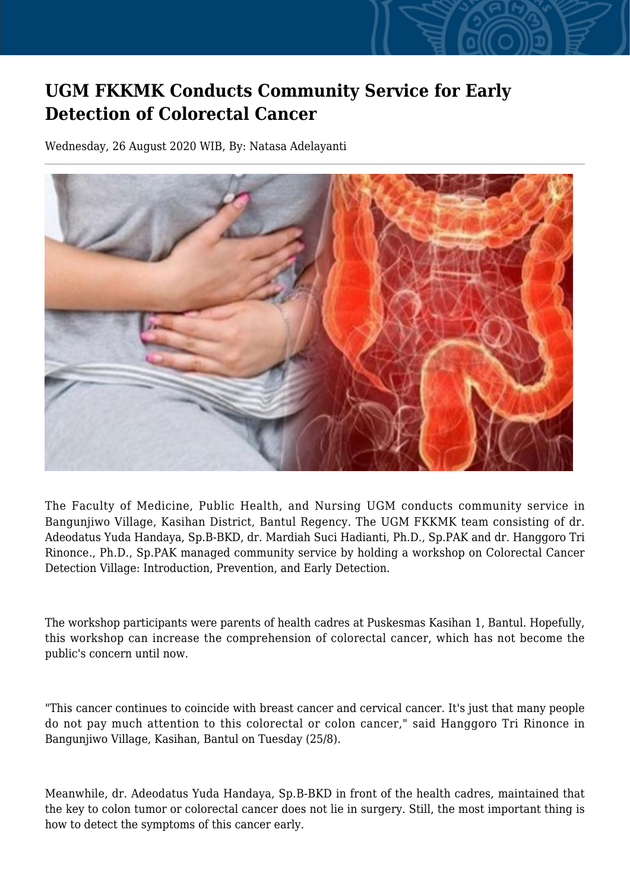# UGM FKKMK Conducts Community Service for Early Detection of Colorectal Cancer

Wednesday, 26 August 2020 WIB, By: Natasa Adelayanti

The Faculty of Medicine, Public Health, and Nursing UGM conducts community service in Bangunjiwo Village, Kasihan District, Bantul Regency. The UGM FKKMK team consisting of dr. Adeodatus Yuda Handaya, Sp.B-BKD, dr. Mardiah Suci Hadianti, Ph.D., Sp.PAK and dr. Hanggoro Tri Rinonce., Ph.D., Sp.PAK managed community service by holding a workshop on Colorectal Cancer Detection Village: Introduction, Prevention, and Early Detection.

The workshop participants were parents of health cadres at Puskesmas Kasihan 1, Bantul. Hopefully, this workshop can increase the comprehension of colorectal cancer, which has not become the public's concern until now.

"This cancer continues to coincide with breast cancer and cervical cancer. It's just that many people do not pay much attention to this colorectal or colon cancer," said Hanggoro Tri Rinonce in Bangunjiwo Village, Kasihan, Bantul on Tuesday (25/8).

Meanwhile, dr. Adeodatus Yuda Handaya, Sp.B-BKD in front of the health cadres, maintained that the key to colon tumor or colorectal cancer does not lie in surgery. Still, the most important thing is how to detect the symptoms of this cancer early.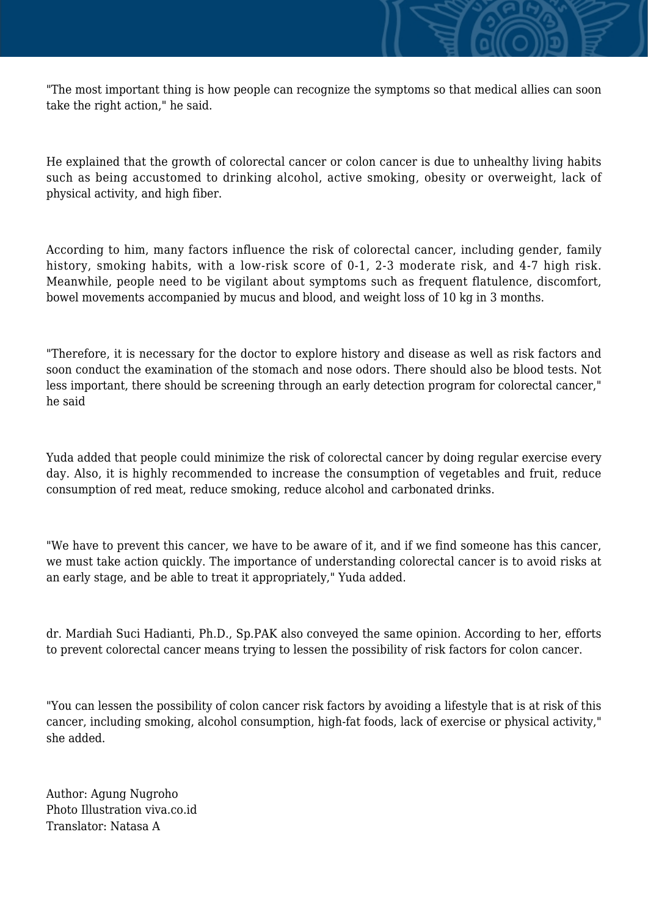"The most important thing is how people can recognize the symptoms so that medical allies can soon take the right action," he said.

He explained that the growth of colorectal cancer or colon cancer is due to unhealthy living habits such as being accustomed to drinking alcohol, active smoking, obesity or overweight, lack of physical activity, and high fiber.

According to him, many factors influence the risk of colorectal cancer, including gender, family history, smoking habits, with a low-risk score of 0-1, 2-3 moderate risk, and 4-7 high risk. Meanwhile, people need to be vigilant about symptoms such as frequent flatulence, discomfort, bowel movements accompanied by mucus and blood, and weight loss of 10 kg in 3 months.

"Therefore, it is necessary for the doctor to explore history and disease as well as risk factors and soon conduct the examination of the stomach and nose odors. There should also be blood tests. Not less important, there should be screening through an early detection program for colorectal cancer," he said

Yuda added that people could minimize the risk of colorectal cancer by doing regular exercise every day. Also, it is highly recommended to increase the consumption of vegetables and fruit, reduce consumption of red meat, reduce smoking, reduce alcohol and carbonated drinks.

"We have to prevent this cancer, we have to be aware of it, and if we find someone has this cancer, we must take action quickly. The importance of understanding colorectal cancer is to avoid risks at an early stage, and be able to treat it appropriately," Yuda added.

dr. Mardiah Suci Hadianti, Ph.D., Sp.PAK also conveyed the same opinion. According to her, efforts to prevent colorectal cancer means trying to lessen the possibility of risk factors for colon cancer.

"You can lessen the possibility of colon cancer risk factors by avoiding a lifestyle that is at risk of this cancer, including smoking, alcohol consumption, high-fat foods, lack of exercise or physical activity," she added.

Author: Agung Nugroho
Photo Illustration viva.co.id
Translator: Natasa A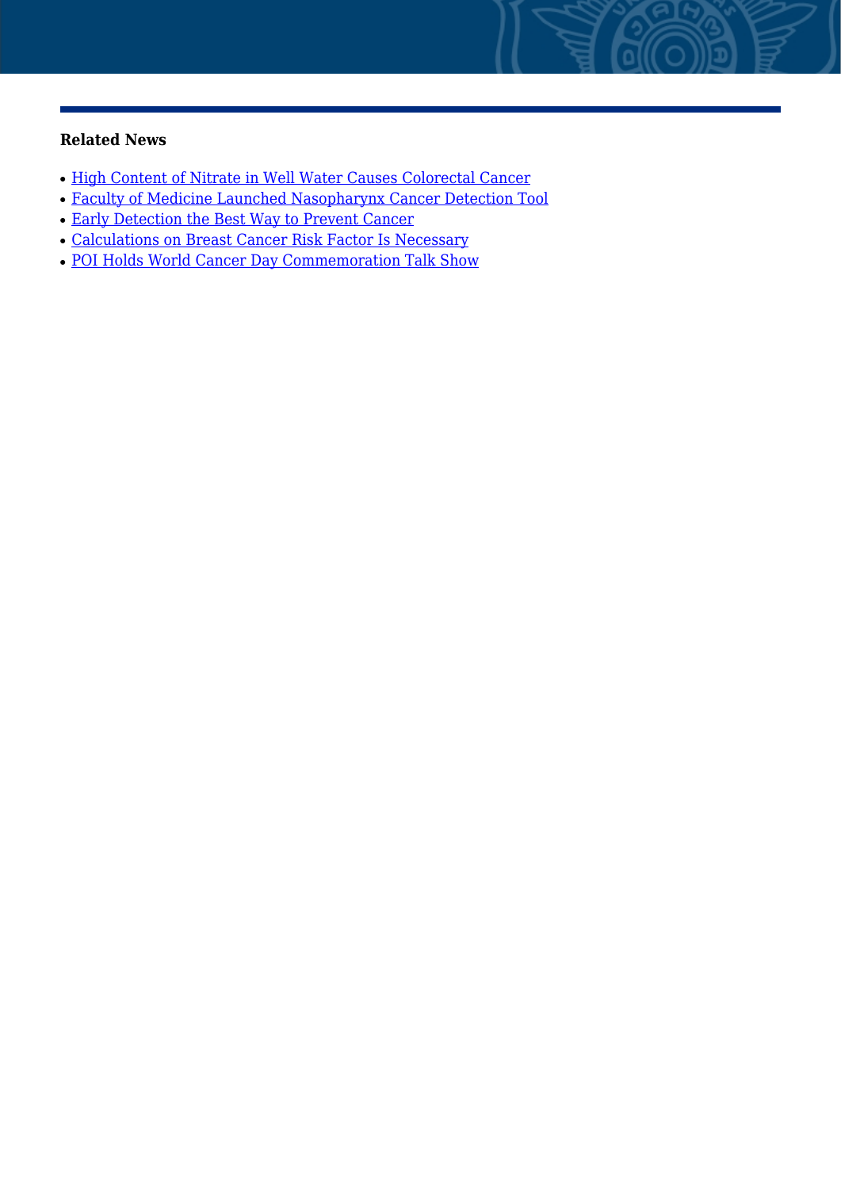### Related News

- High Content of Nitrate in Well Water Causes Colorectal Cancer
- Faculty of Medicine Launched Nasopharynx Cancer Detection Tool
- Early Detection the Best Way to Prevent Cancer
- Calculations on Breast Cancer Risk Factor Is Necessary
- POI Holds World Cancer Day Commemoration Talk Show